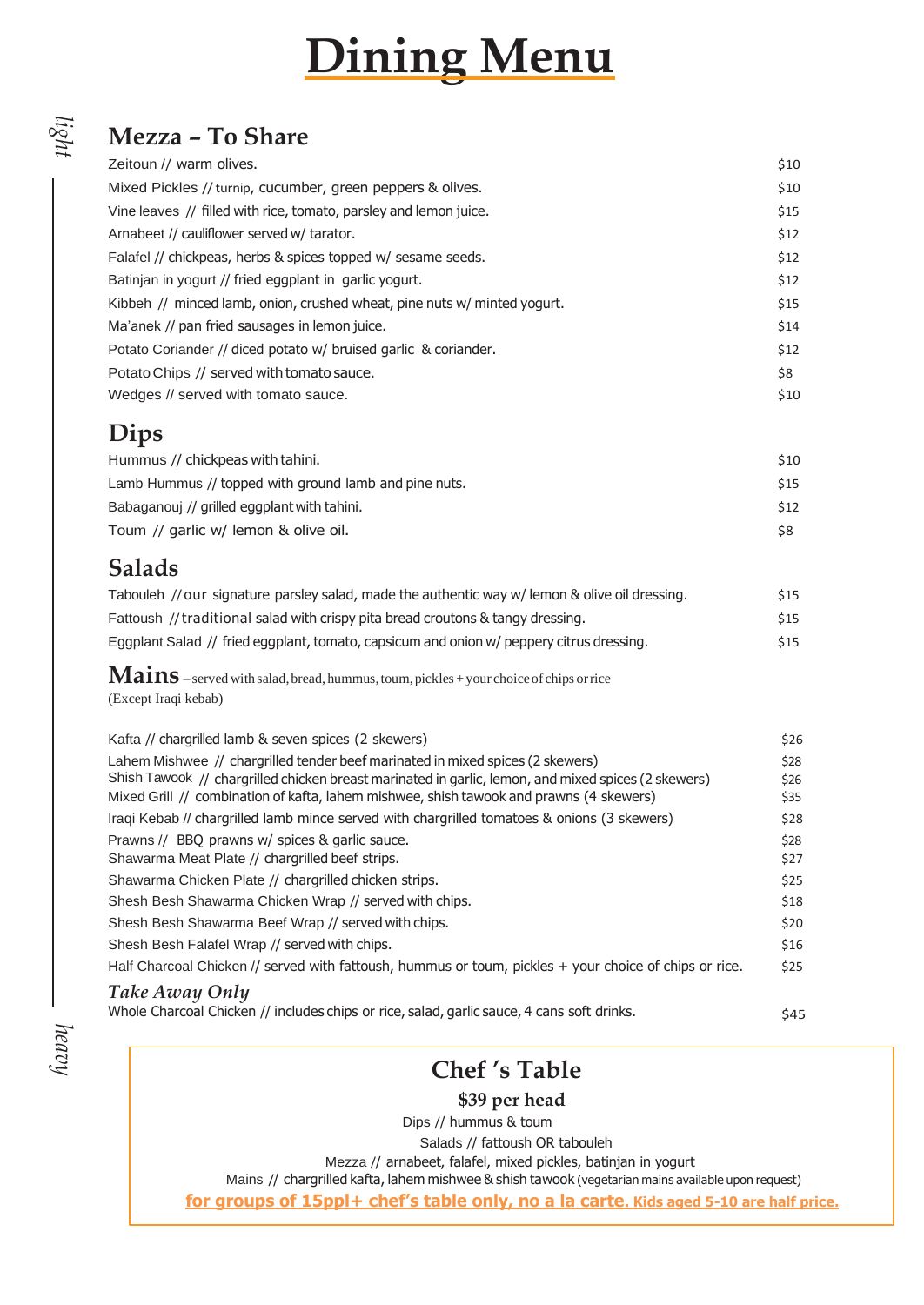# Dining Menu

*light*

## Mezza – To Share

| | |
|---|---|
| Zeitoun // warm olives. | $10 |
| Mixed Pickles // turnip, cucumber, green peppers & olives. | $10 |
| Vine leaves // filled with rice, tomato, parsley and lemon juice. | $15 |
| Arnabeet // cauliflower served w/ tarator. | $12 |
| Falafel // chickpeas, herbs & spices topped w/ sesame seeds. | $12 |
| Batinjan in yogurt // fried eggplant in garlic yogurt. | $12 |
| Kibbeh // minced lamb, onion, crushed wheat, pine nuts w/ minted yogurt. | $15 |
| Ma'anek // pan fried sausages in lemon juice. | $14 |
| Potato Coriander // diced potato w/ bruised garlic & coriander. | $12 |
| Potato Chips // served with tomato sauce. | $8 |
| Wedges // served with tomato sauce. | $10 |

## Dips

| | |
|---|---|
| Hummus // chickpeas with tahini. | $10 |
| Lamb Hummus // topped with ground lamb and pine nuts. | $15 |
| Babaganouj // grilled eggplant with tahini. | $12 |
| Toum // garlic w/ lemon & olive oil. | $8 |

## Salads

| | |
|---|---|
| Tabouleh // our signature parsley salad, made the authentic way w/ lemon & olive oil dressing. | $15 |
| Fattoush // traditional salad with crispy pita bread croutons & tangy dressing. | $15 |
| Eggplant Salad // fried eggplant, tomato, capsicum and onion w/ peppery citrus dressing. | $15 |

## Mains – served with salad, bread, hummus, toum, pickles + your choice of chips or rice

(Except Iraqi kebab)

| | |
|---|---|
| Kafta // chargrilled lamb & seven spices (2 skewers) | $26 |
| Lahem Mishwee // chargrilled tender beef marinated in mixed spices (2 skewers) | $28 |
| Shish Tawook // chargrilled chicken breast marinated in garlic, lemon, and mixed spices (2 skewers) | $26 |
| Mixed Grill // combination of kafta, lahem mishwee, shish tawook and prawns (4 skewers) | $35 |
| Iraqi Kebab // chargrilled lamb mince served with chargrilled tomatoes & onions (3 skewers) | $28 |
| Prawns // BBQ prawns w/ spices & garlic sauce. | $28 |
| Shawarma Meat Plate // chargrilled beef strips. | $27 |
| Shawarma Chicken Plate // chargrilled chicken strips. | $25 |
| Shesh Besh Shawarma Chicken Wrap // served with chips. | $18 |
| Shesh Besh Shawarma Beef Wrap // served with chips. | $20 |
| Shesh Besh Falafel Wrap // served with chips. | $16 |
| Half Charcoal Chicken // served with fattoush, hummus or toum, pickles + your choice of chips or rice. | $25 |

### *Take Away Only*

| | |
|---|---|
| Whole Charcoal Chicken // includes chips or rice, salad, garlic sauce, 4 cans soft drinks. | $45 |

*heavy*

## Chef 's Table

**$39 per head**

Dips // hummus & toum

Salads // fattoush OR tabouleh

Mezza // arnabeet, falafel, mixed pickles, batinjan in yogurt

Mains // chargrilled kafta, lahem mishwee & shish tawook (vegetarian mains available upon request)

**for groups of 15ppl+ chef's table only, no a la carte. Kids aged 5-10 are half price.**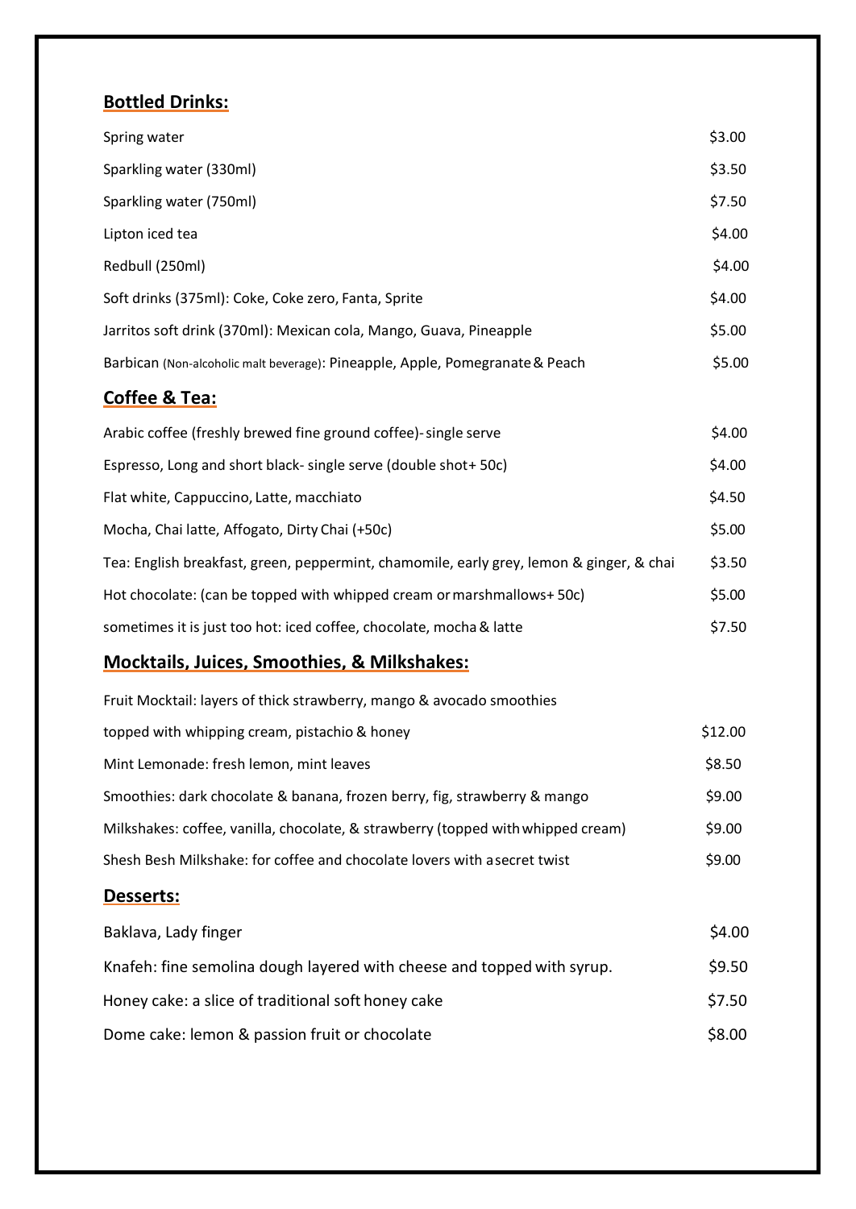## Bottled Drinks:

| | |
|---|---|
| Spring water | $3.00 |
| Sparkling water (330ml) | $3.50 |
| Sparkling water (750ml) | $7.50 |
| Lipton iced tea | $4.00 |
| Redbull (250ml) | $4.00 |
| Soft drinks (375ml): Coke, Coke zero, Fanta, Sprite | $4.00 |
| Jarritos soft drink (370ml): Mexican cola, Mango, Guava, Pineapple | $5.00 |
| Barbican (Non-alcoholic malt beverage): Pineapple, Apple, Pomegranate & Peach | $5.00 |

## Coffee & Tea:

| | |
|---|---|
| Arabic coffee (freshly brewed fine ground coffee)- single serve | $4.00 |
| Espresso, Long and short black- single serve (double shot+ 50c) | $4.00 |
| Flat white, Cappuccino, Latte, macchiato | $4.50 |
| Mocha, Chai latte, Affogato, Dirty Chai (+50c) | $5.00 |
| Tea: English breakfast, green, peppermint, chamomile, early grey, lemon & ginger, & chai | $3.50 |
| Hot chocolate: (can be topped with whipped cream or marshmallows+ 50c) | $5.00 |
| sometimes it is just too hot: iced coffee, chocolate, mocha & latte | $7.50 |

## Mocktails, Juices, Smoothies, & Milkshakes:

| | |
|---|---|
| Fruit Mocktail: layers of thick strawberry, mango & avocado smoothies topped with whipping cream, pistachio & honey | $12.00 |
| Mint Lemonade: fresh lemon, mint leaves | $8.50 |
| Smoothies: dark chocolate & banana, frozen berry, fig, strawberry & mango | $9.00 |
| Milkshakes: coffee, vanilla, chocolate, & strawberry (topped with whipped cream) | $9.00 |
| Shesh Besh Milkshake: for coffee and chocolate lovers with a secret twist | $9.00 |

## Desserts:

| | |
|---|---|
| Baklava, Lady finger | $4.00 |
| Knafeh: fine semolina dough layered with cheese and topped with syrup. | $9.50 |
| Honey cake: a slice of traditional soft honey cake | $7.50 |
| Dome cake: lemon & passion fruit or chocolate | $8.00 |